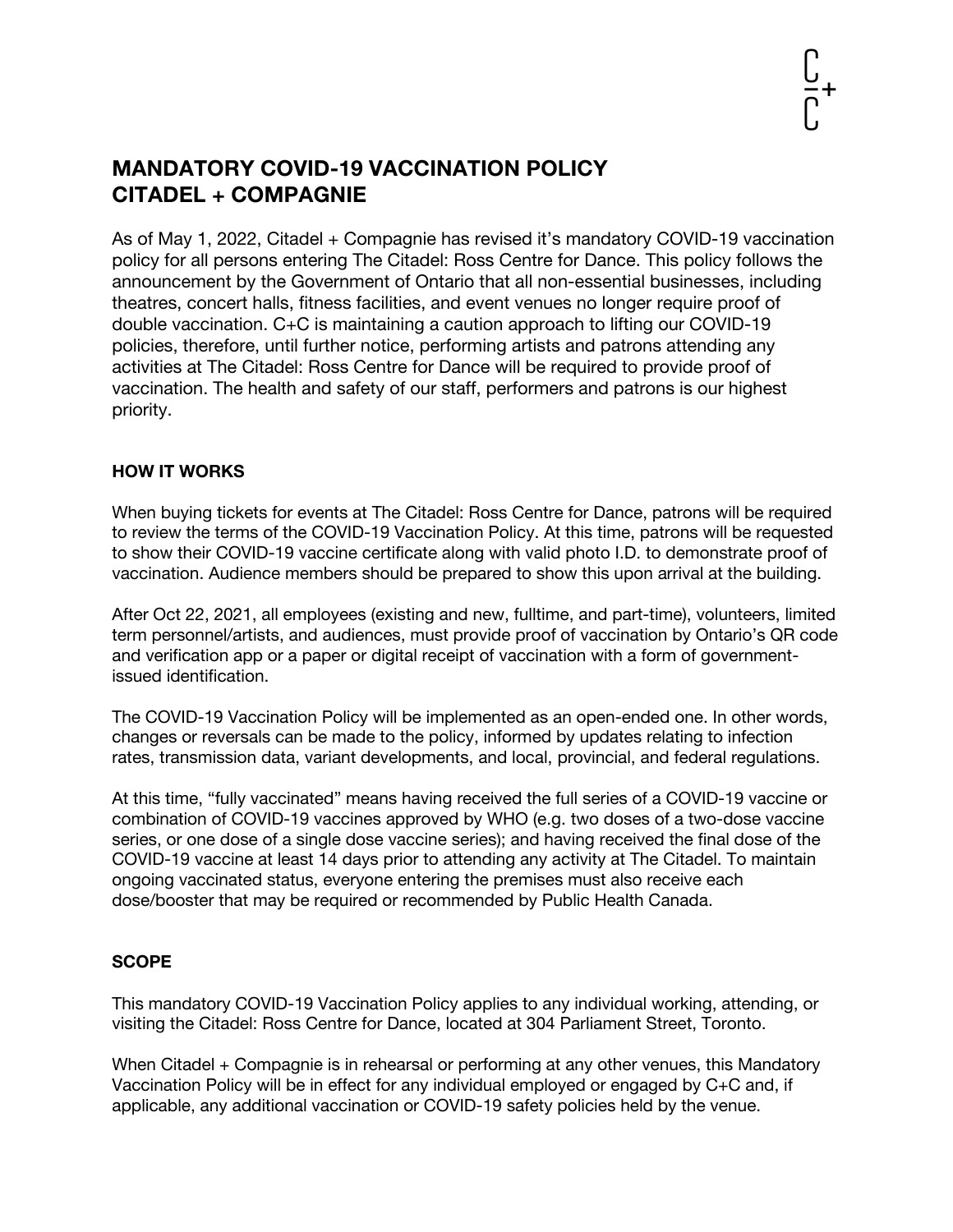# MANDATORY COVID-19 VACCINATION POLICY
# CITADEL + COMPAGNIE

As of May 1, 2022, Citadel + Compagnie has revised it's mandatory COVID-19 vaccination policy for all persons entering The Citadel: Ross Centre for Dance. This policy follows the announcement by the Government of Ontario that all non-essential businesses, including theatres, concert halls, fitness facilities, and event venues no longer require proof of double vaccination. C+C is maintaining a caution approach to lifting our COVID-19 policies, therefore, until further notice, performing artists and patrons attending any activities at The Citadel: Ross Centre for Dance will be required to provide proof of vaccination. The health and safety of our staff, performers and patrons is our highest priority.

## HOW IT WORKS

When buying tickets for events at The Citadel: Ross Centre for Dance, patrons will be required to review the terms of the COVID-19 Vaccination Policy. At this time, patrons will be requested to show their COVID-19 vaccine certificate along with valid photo I.D. to demonstrate proof of vaccination. Audience members should be prepared to show this upon arrival at the building.

After Oct 22, 2021, all employees (existing and new, fulltime, and part-time), volunteers, limited term personnel/artists, and audiences, must provide proof of vaccination by Ontario's QR code and verification app or a paper or digital receipt of vaccination with a form of government-issued identification.

The COVID-19 Vaccination Policy will be implemented as an open-ended one. In other words, changes or reversals can be made to the policy, informed by updates relating to infection rates, transmission data, variant developments, and local, provincial, and federal regulations.

At this time, "fully vaccinated" means having received the full series of a COVID-19 vaccine or combination of COVID-19 vaccines approved by WHO (e.g. two doses of a two-dose vaccine series, or one dose of a single dose vaccine series); and having received the final dose of the COVID-19 vaccine at least 14 days prior to attending any activity at The Citadel. To maintain ongoing vaccinated status, everyone entering the premises must also receive each dose/booster that may be required or recommended by Public Health Canada.

## SCOPE

This mandatory COVID-19 Vaccination Policy applies to any individual working, attending, or visiting the Citadel: Ross Centre for Dance, located at 304 Parliament Street, Toronto.

When Citadel + Compagnie is in rehearsal or performing at any other venues, this Mandatory Vaccination Policy will be in effect for any individual employed or engaged by C+C and, if applicable, any additional vaccination or COVID-19 safety policies held by the venue.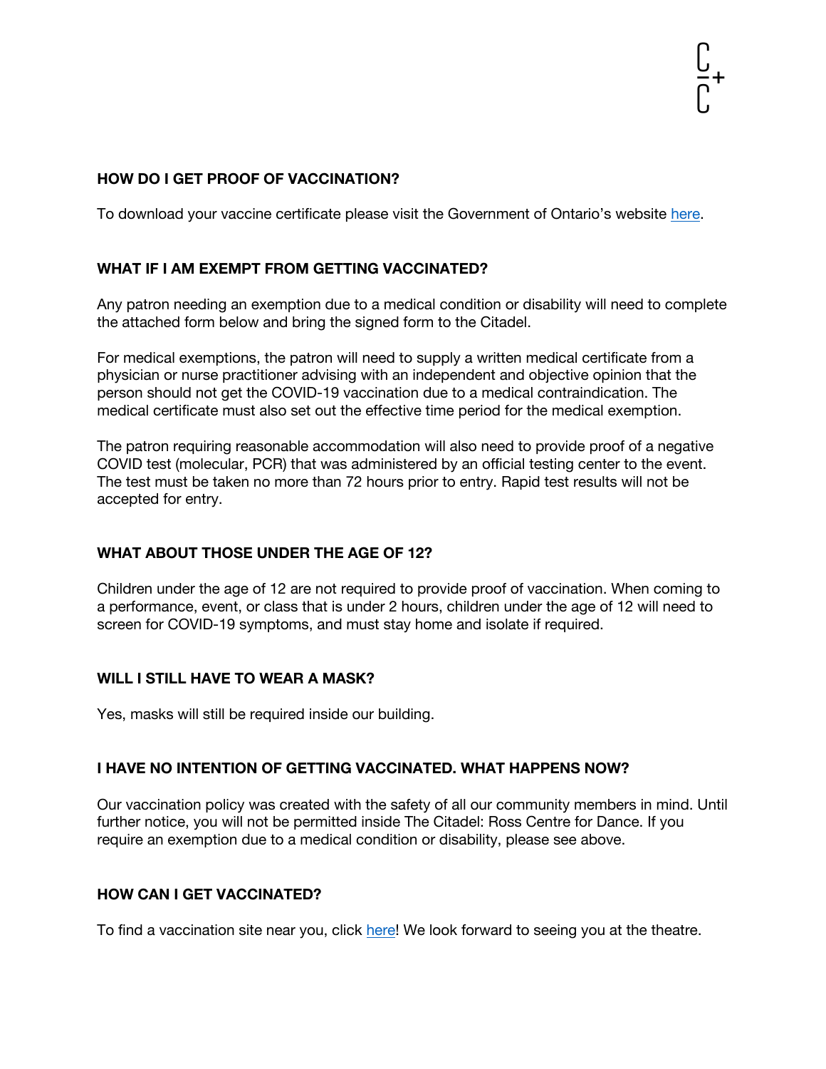## HOW DO I GET PROOF OF VACCINATION?

To download your vaccine certificate please visit the Government of Ontario's website [here](#).

## WHAT IF I AM EXEMPT FROM GETTING VACCINATED?

Any patron needing an exemption due to a medical condition or disability will need to complete the attached form below and bring the signed form to the Citadel.

For medical exemptions, the patron will need to supply a written medical certificate from a physician or nurse practitioner advising with an independent and objective opinion that the person should not get the COVID-19 vaccination due to a medical contraindication. The medical certificate must also set out the effective time period for the medical exemption.

The patron requiring reasonable accommodation will also need to provide proof of a negative COVID test (molecular, PCR) that was administered by an official testing center to the event. The test must be taken no more than 72 hours prior to entry. Rapid test results will not be accepted for entry.

## WHAT ABOUT THOSE UNDER THE AGE OF 12?

Children under the age of 12 are not required to provide proof of vaccination. When coming to a performance, event, or class that is under 2 hours, children under the age of 12 will need to screen for COVID-19 symptoms, and must stay home and isolate if required.

## WILL I STILL HAVE TO WEAR A MASK?

Yes, masks will still be required inside our building.

## I HAVE NO INTENTION OF GETTING VACCINATED. WHAT HAPPENS NOW?

Our vaccination policy was created with the safety of all our community members in mind. Until further notice, you will not be permitted inside The Citadel: Ross Centre for Dance. If you require an exemption due to a medical condition or disability, please see above.

## HOW CAN I GET VACCINATED?

To find a vaccination site near you, click [here](#)! We look forward to seeing you at the theatre.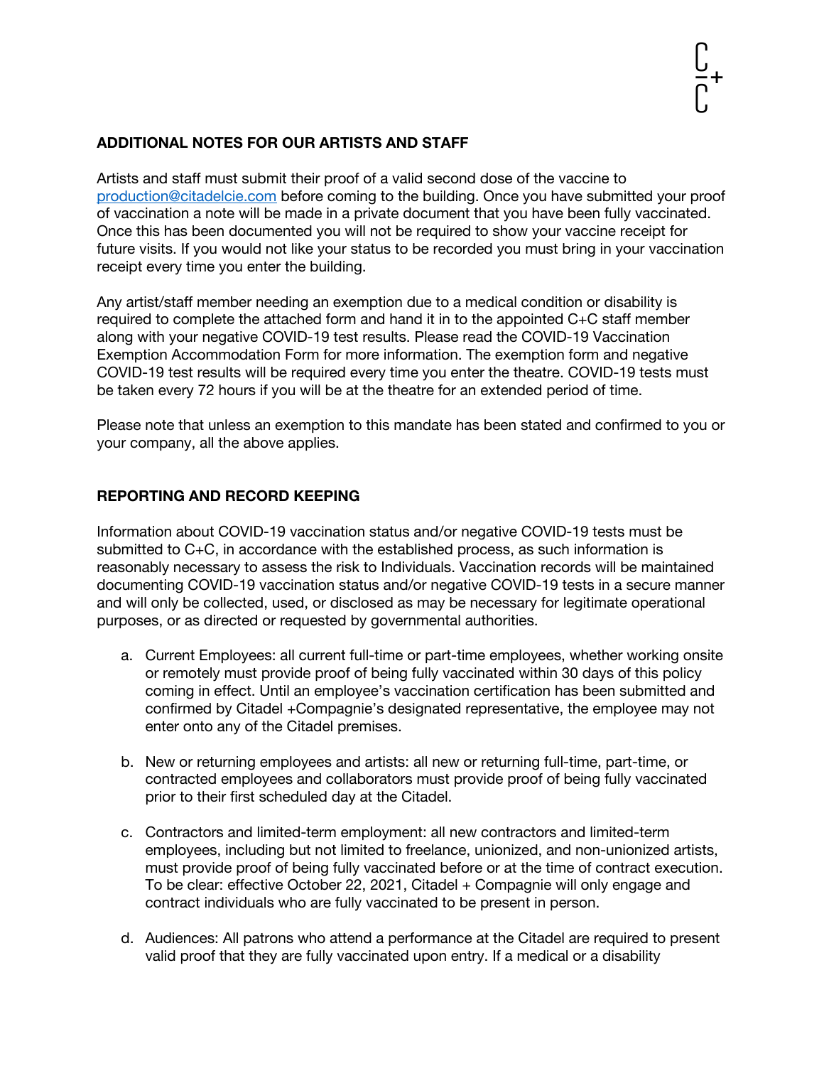**ADDITIONAL NOTES FOR OUR ARTISTS AND STAFF**

Artists and staff must submit their proof of a valid second dose of the vaccine to production@citadelcie.com before coming to the building. Once you have submitted your proof of vaccination a note will be made in a private document that you have been fully vaccinated. Once this has been documented you will not be required to show your vaccine receipt for future visits. If you would not like your status to be recorded you must bring in your vaccination receipt every time you enter the building.

Any artist/staff member needing an exemption due to a medical condition or disability is required to complete the attached form and hand it in to the appointed C+C staff member along with your negative COVID-19 test results. Please read the COVID-19 Vaccination Exemption Accommodation Form for more information. The exemption form and negative COVID-19 test results will be required every time you enter the theatre. COVID-19 tests must be taken every 72 hours if you will be at the theatre for an extended period of time.

Please note that unless an exemption to this mandate has been stated and confirmed to you or your company, all the above applies.

**REPORTING AND RECORD KEEPING**

Information about COVID-19 vaccination status and/or negative COVID-19 tests must be submitted to C+C, in accordance with the established process, as such information is reasonably necessary to assess the risk to Individuals. Vaccination records will be maintained documenting COVID-19 vaccination status and/or negative COVID-19 tests in a secure manner and will only be collected, used, or disclosed as may be necessary for legitimate operational purposes, or as directed or requested by governmental authorities.

a. Current Employees: all current full-time or part-time employees, whether working onsite or remotely must provide proof of being fully vaccinated within 30 days of this policy coming in effect. Until an employee's vaccination certification has been submitted and confirmed by Citadel +Compagnie's designated representative, the employee may not enter onto any of the Citadel premises.

b. New or returning employees and artists: all new or returning full-time, part-time, or contracted employees and collaborators must provide proof of being fully vaccinated prior to their first scheduled day at the Citadel.

c. Contractors and limited-term employment: all new contractors and limited-term employees, including but not limited to freelance, unionized, and non-unionized artists, must provide proof of being fully vaccinated before or at the time of contract execution. To be clear: effective October 22, 2021, Citadel + Compagnie will only engage and contract individuals who are fully vaccinated to be present in person.

d. Audiences: All patrons who attend a performance at the Citadel are required to present valid proof that they are fully vaccinated upon entry. If a medical or a disability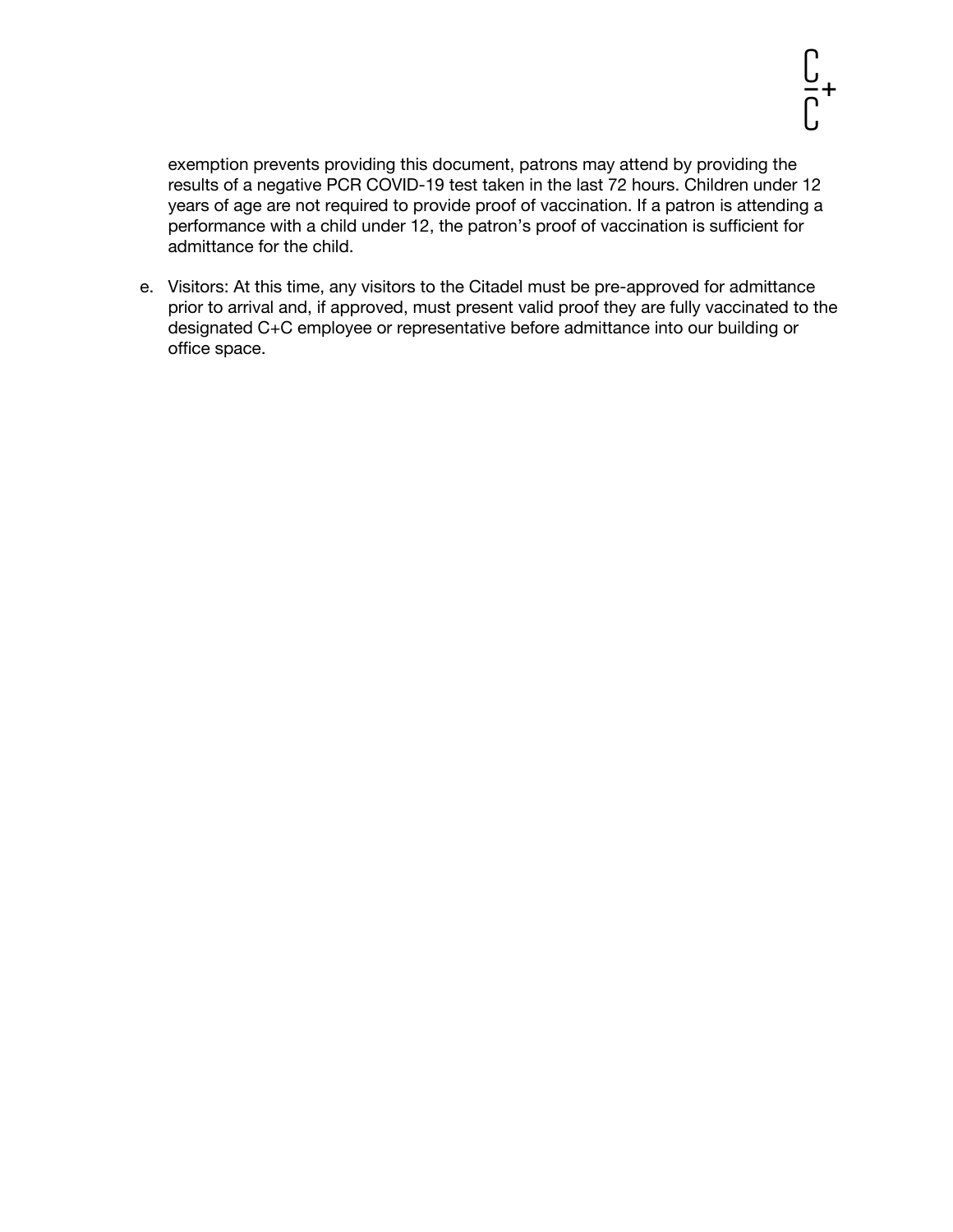exemption prevents providing this document, patrons may attend by providing the results of a negative PCR COVID-19 test taken in the last 72 hours. Children under 12 years of age are not required to provide proof of vaccination. If a patron is attending a performance with a child under 12, the patron's proof of vaccination is sufficient for admittance for the child.

e. Visitors: At this time, any visitors to the Citadel must be pre-approved for admittance prior to arrival and, if approved, must present valid proof they are fully vaccinated to the designated C+C employee or representative before admittance into our building or office space.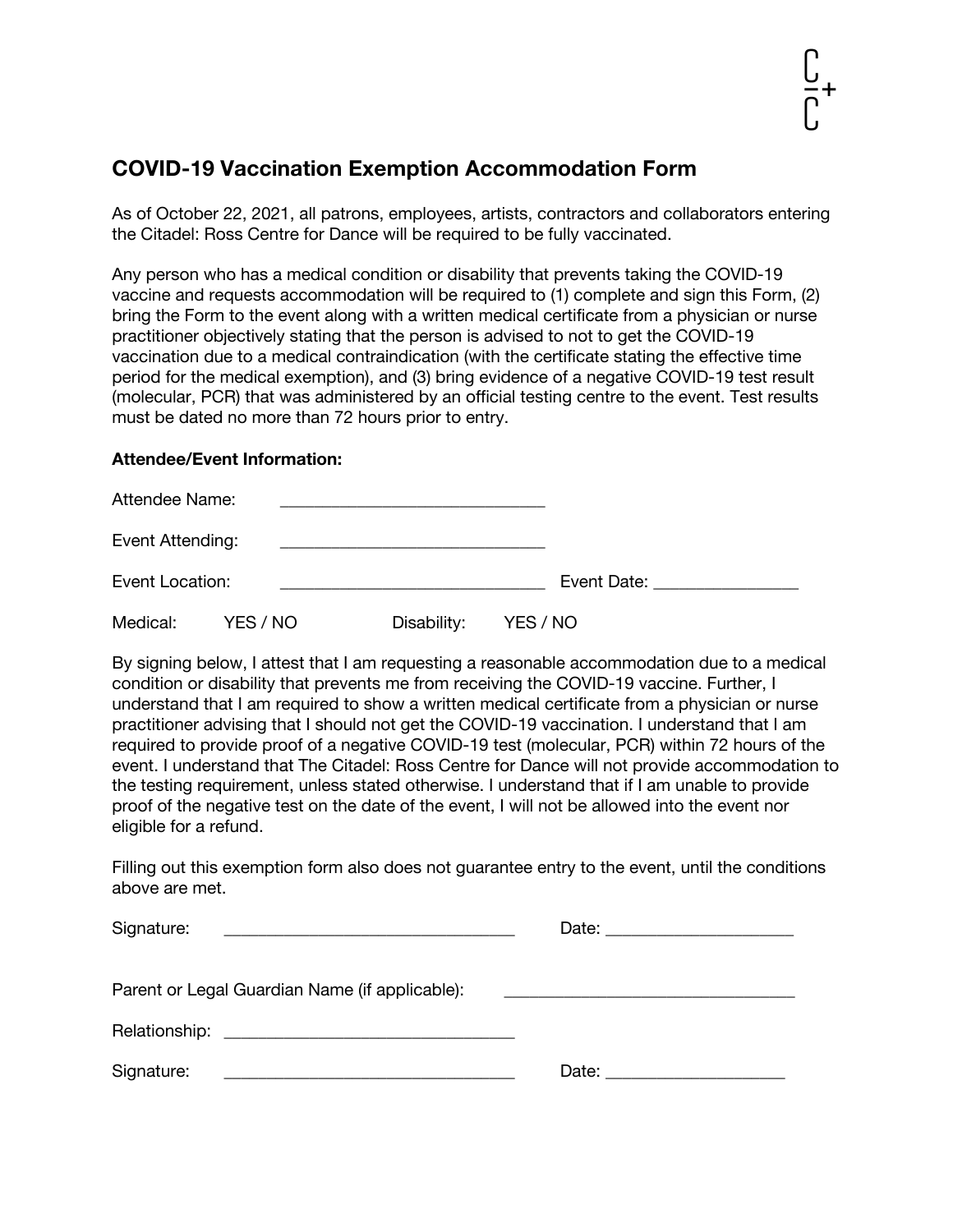# COVID-19 Vaccination Exemption Accommodation Form

As of October 22, 2021, all patrons, employees, artists, contractors and collaborators entering the Citadel: Ross Centre for Dance will be required to be fully vaccinated.

Any person who has a medical condition or disability that prevents taking the COVID-19 vaccine and requests accommodation will be required to (1) complete and sign this Form, (2) bring the Form to the event along with a written medical certificate from a physician or nurse practitioner objectively stating that the person is advised to not to get the COVID-19 vaccination due to a medical contraindication (with the certificate stating the effective time period for the medical exemption), and (3) bring evidence of a negative COVID-19 test result (molecular, PCR) that was administered by an official testing centre to the event. Test results must be dated no more than 72 hours prior to entry.

**Attendee/Event Information:**

Attendee Name: ______________________________

Event Attending: ______________________________

Event Location: ______________________________ Event Date: ________________

Medical: YES / NO    Disability: YES / NO

By signing below, I attest that I am requesting a reasonable accommodation due to a medical condition or disability that prevents me from receiving the COVID-19 vaccine. Further, I understand that I am required to show a written medical certificate from a physician or nurse practitioner advising that I should not get the COVID-19 vaccination. I understand that I am required to provide proof of a negative COVID-19 test (molecular, PCR) within 72 hours of the event. I understand that The Citadel: Ross Centre for Dance will not provide accommodation to the testing requirement, unless stated otherwise. I understand that if I am unable to provide proof of the negative test on the date of the event, I will not be allowed into the event nor eligible for a refund.

Filling out this exemption form also does not guarantee entry to the event, until the conditions above are met.

Signature: _________________________________ Date: _____________________

Parent or Legal Guardian Name (if applicable): _________________________________

Relationship: _________________________________

Signature: _________________________________ Date: ____________________